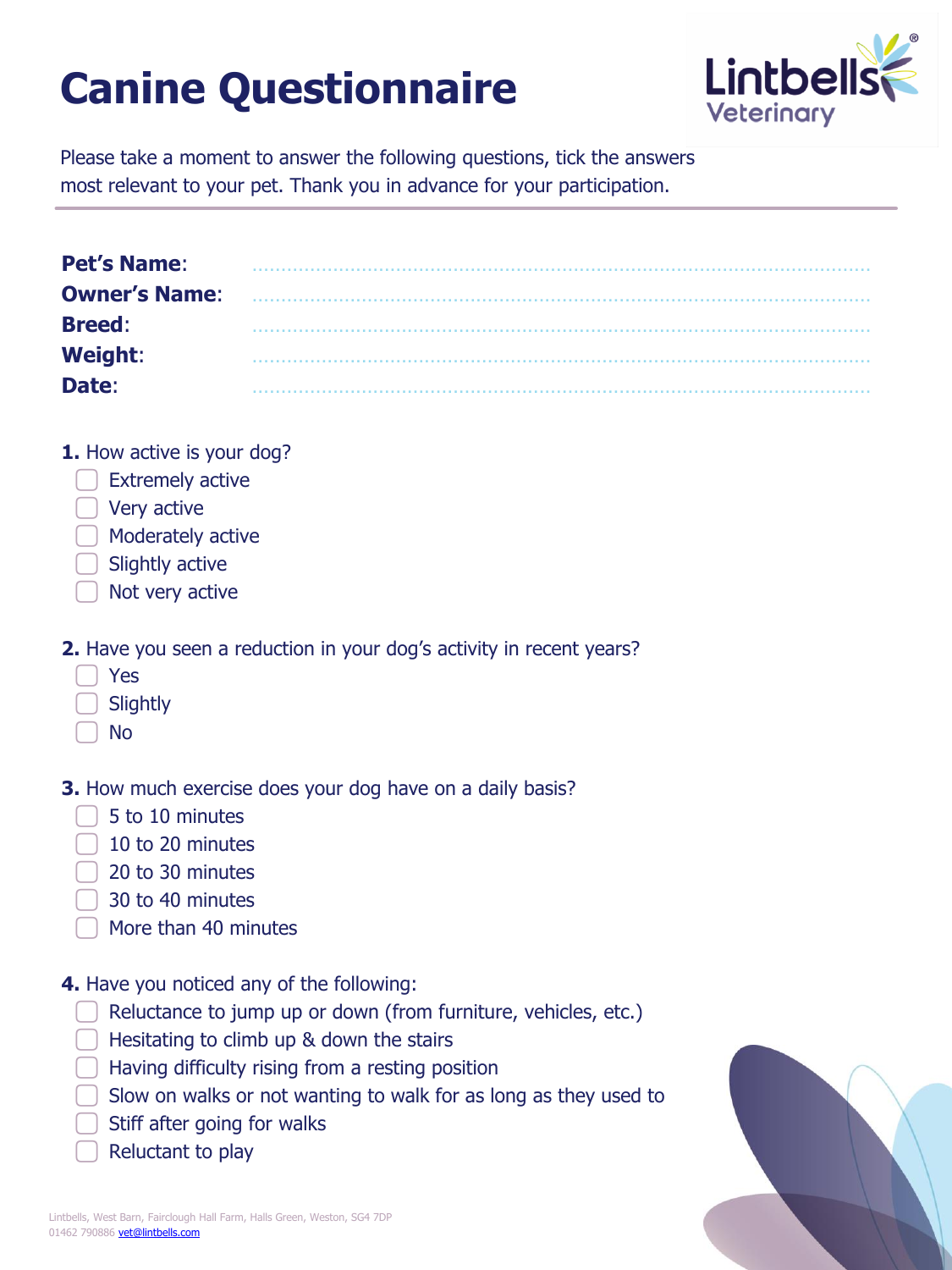# Canine Questionnaire

Lintbells Veterinary

Please take a moment to answer the following questions, tick the answers most relevant to your pet. Thank you in advance for your participation.

**Pet's Name**: ........................................

**Owner's Name**: ........................................

**Breed**: ........................................

**Weight**: ........................................

**Date**: ........................................

**1.** How active is your dog?

- ☐ Extremely active
- ☐ Very active
- ☐ Moderately active
- ☐ Slightly active
- ☐ Not very active

**2.** Have you seen a reduction in your dog's activity in recent years?

- ☐ Yes
- ☐ Slightly
- ☐ No

**3.** How much exercise does your dog have on a daily basis?

- ☐ 5 to 10 minutes
- ☐ 10 to 20 minutes
- ☐ 20 to 30 minutes
- ☐ 30 to 40 minutes
- ☐ More than 40 minutes

**4.** Have you noticed any of the following:

- ☐ Reluctance to jump up or down (from furniture, vehicles, etc.)
- ☐ Hesitating to climb up & down the stairs
- ☐ Having difficulty rising from a resting position
- ☐ Slow on walks or not wanting to walk for as long as they used to
- ☐ Stiff after going for walks
- ☐ Reluctant to play

Lintbells, West Barn, Fairclough Hall Farm, Halls Green, Weston, SG4 7DP
01462 790886 vet@lintbells.com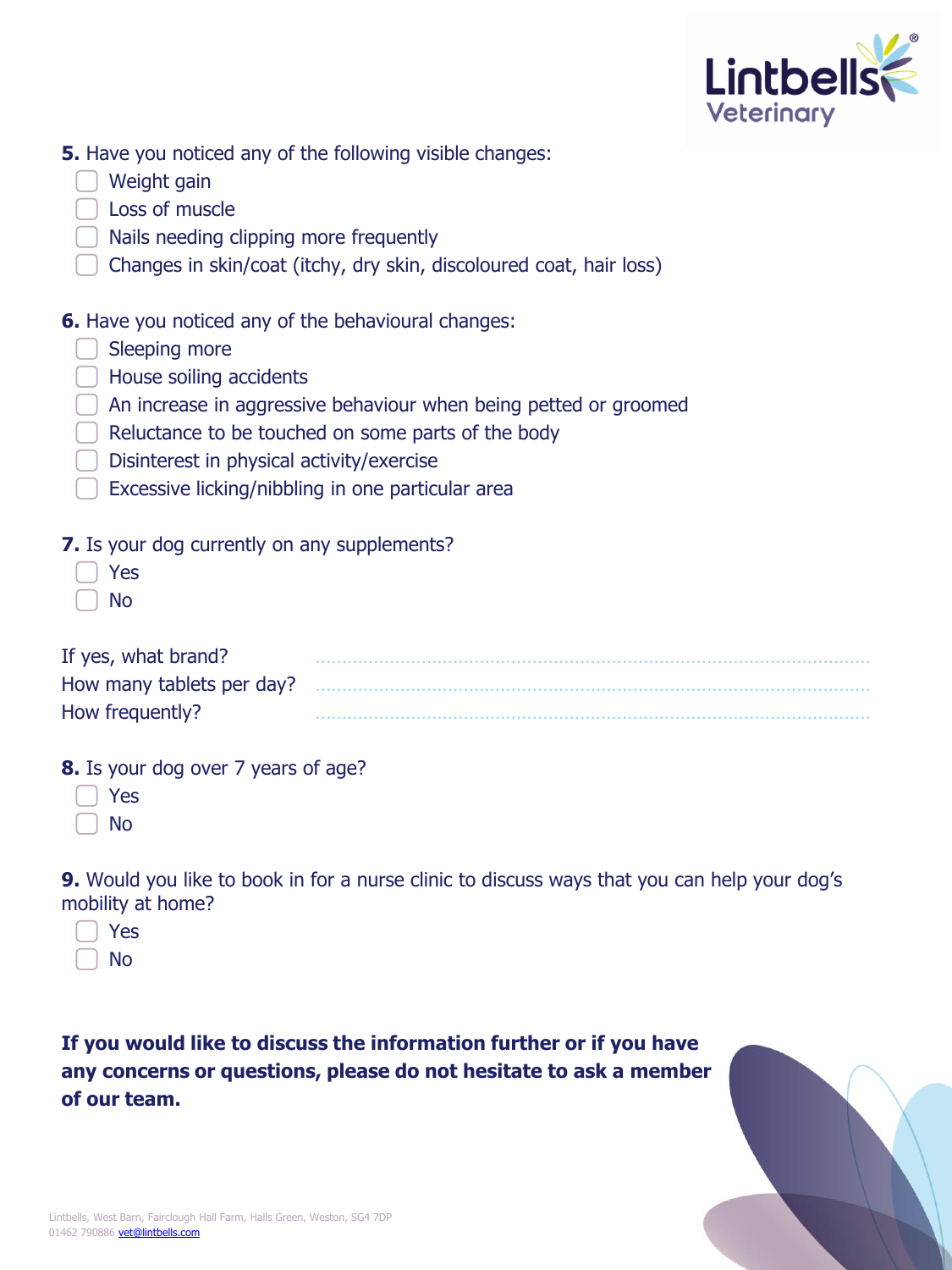**5.** Have you noticed any of the following visible changes:

- [ ] Weight gain
- [ ] Loss of muscle
- [ ] Nails needing clipping more frequently
- [ ] Changes in skin/coat (itchy, dry skin, discoloured coat, hair loss)

**6.** Have you noticed any of the behavioural changes:

- [ ] Sleeping more
- [ ] House soiling accidents
- [ ] An increase in aggressive behaviour when being petted or groomed
- [ ] Reluctance to be touched on some parts of the body
- [ ] Disinterest in physical activity/exercise
- [ ] Excessive licking/nibbling in one particular area

**7.** Is your dog currently on any supplements?

- [ ] Yes
- [ ] No

If yes, what brand? ..............................................................

How many tablets per day? ..............................................................

How frequently? ..............................................................

**8.** Is your dog over 7 years of age?

- [ ] Yes
- [ ] No

**9.** Would you like to book in for a nurse clinic to discuss ways that you can help your dog's mobility at home?

- [ ] Yes
- [ ] No

**If you would like to discuss the information further or if you have any concerns or questions, please do not hesitate to ask a member of our team.**

Lintbells, West Barn, Fairclough Hall Farm, Halls Green, Weston, SG4 7DP
01462 790886 vet@lintbells.com